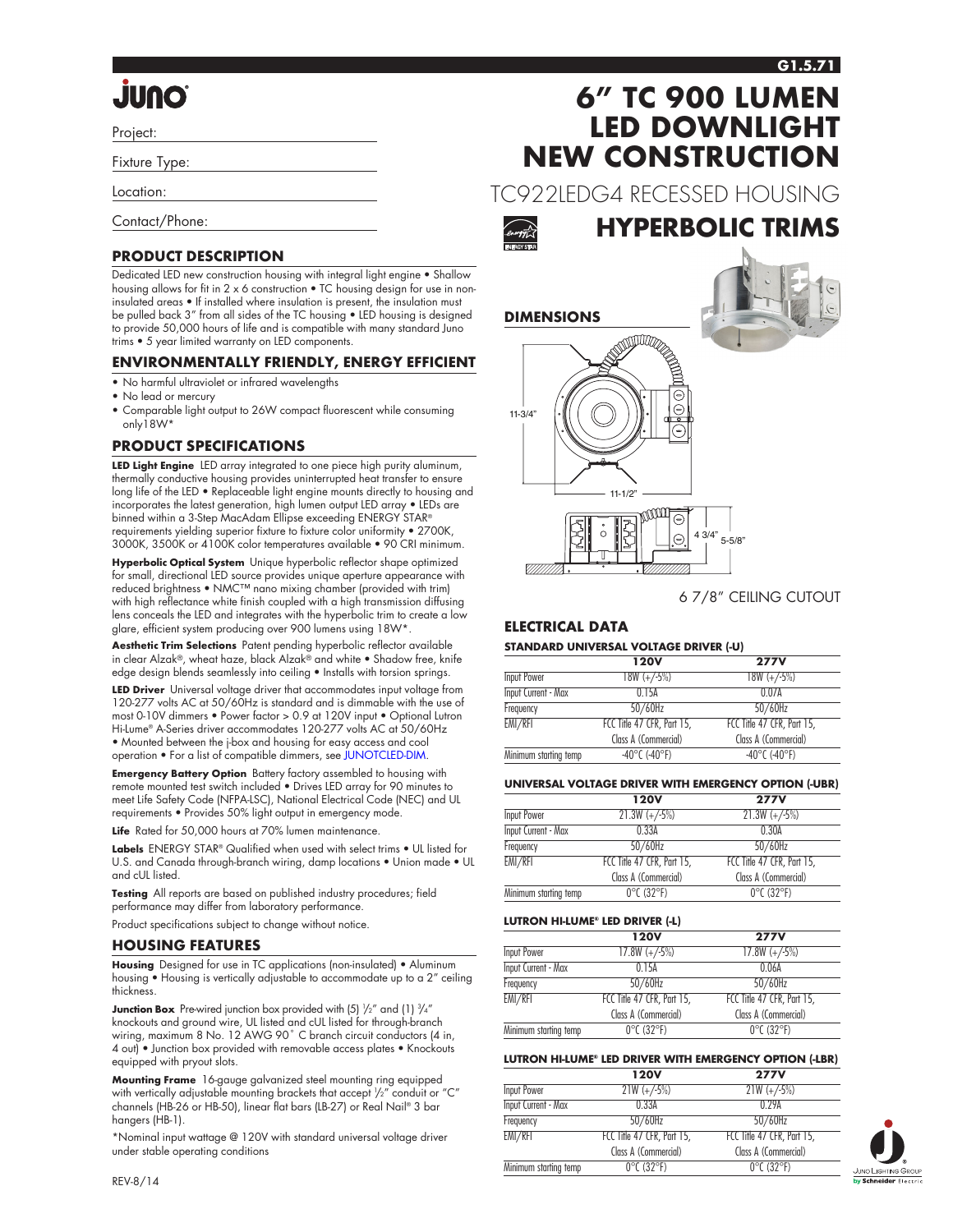# 6" TC 900 LUMEN LED DOWNLIGHT NEW CONSTRUCTION

## TC922LEDG4 RECESSED HOUSING

## HYPERBOLIC TRIMS

Project:

Fixture Type:

Location:

Contact/Phone:

## PRODUCT DESCRIPTION

Dedicated LED new construction housing with integral light engine • Shallow housing allows for fit in 2 x 6 construction • TC housing design for use in non-insulated areas • If installed where insulation is present, the insulation must be pulled back 3" from all sides of the TC housing • LED housing is designed to provide 50,000 hours of life and is compatible with many standard Juno trims • 5 year limited warranty on LED components.

## ENVIRONMENTALLY FRIENDLY, ENERGY EFFICIENT

- No harmful ultraviolet or infrared wavelengths
- No lead or mercury
- Comparable light output to 26W compact fluorescent while consuming only18W*

## PRODUCT SPECIFICATIONS

**LED Light Engine** LED array integrated to one piece high purity aluminum, thermally conductive housing provides uninterrupted heat transfer to ensure long life of the LED • Replaceable light engine mounts directly to housing and incorporates the latest generation, high lumen output LED array • LEDs are binned within a 3-Step MacAdam Ellipse exceeding ENERGY STAR® requirements yielding superior fixture to fixture color uniformity • 2700K, 3000K, 3500K or 4100K color temperatures available • 90 CRI minimum.

**Hyperbolic Optical System** Unique hyperbolic reflector shape optimized for small, directional LED source provides unique aperture appearance with reduced brightness • NMC™ nano mixing chamber (provided with trim) with high reflectance white finish coupled with a high transmission diffusing lens conceals the LED and integrates with the hyperbolic trim to create a low glare, efficient system producing over 900 lumens using 18W*.

**Aesthetic Trim Selections** Patent pending hyperbolic reflector available in clear Alzak®, wheat haze, black Alzak® and white • Shadow free, knife edge design blends seamlessly into ceiling • Installs with torsion springs.

**LED Driver** Universal voltage driver that accommodates input voltage from 120-277 volts AC at 50/60Hz is standard and is dimmable with the use of most 0-10V dimmers • Power factor > 0.9 at 120V input • Optional Lutron Hi-Lume® A-Series driver accommodates 120-277 volts AC at 50/60Hz • Mounted between the j-box and housing for easy access and cool operation • For a list of compatible dimmers, see JUNOTCLED-DIM.

**Emergency Battery Option** Battery factory assembled to housing with remote mounted test switch included • Drives LED array for 90 minutes to meet Life Safety Code (NFPA-LSC), National Electrical Code (NEC) and UL requirements • Provides 50% light output in emergency mode.

**Life** Rated for 50,000 hours at 70% lumen maintenance.

**Labels** ENERGY STAR® Qualified when used with select trims • UL listed for U.S. and Canada through-branch wiring, damp locations • Union made • UL and cUL listed.

**Testing** All reports are based on published industry procedures; field performance may differ from laboratory performance.

Product specifications subject to change without notice.

## HOUSING FEATURES

**Housing** Designed for use in TC applications (non-insulated) • Aluminum housing • Housing is vertically adjustable to accommodate up to a 2" ceiling thickness.

**Junction Box** Pre-wired junction box provided with (5) ½" and (1) ¾" knockouts and ground wire, UL listed and cUL listed for through-branch wiring, maximum 8 No. 12 AWG 90˚ C branch circuit conductors (4 in, 4 out) • Junction box provided with removable access plates • Knockouts equipped with pryout slots.

**Mounting Frame** 16-gauge galvanized steel mounting ring equipped with vertically adjustable mounting brackets that accept ½" conduit or "C" channels (HB-26 or HB-50), linear flat bars (LB-27) or Real Nail® 3 bar hangers (HB-1).

*Nominal input wattage @ 120V with standard universal voltage driver under stable operating conditions

## DIMENSIONS

11-3/4"

11-1/2"

4 3/4"

5-5/8"

6 7/8" CEILING CUTOUT

## ELECTRICAL DATA

### STANDARD UNIVERSAL VOLTAGE DRIVER (-U)

| | 120V | 277V |
|---|---|---|
| Input Power | 18W (+/-5%) | 18W (+/-5%) |
| Input Current - Max | 0.15A | 0.07A |
| Frequency | 50/60Hz | 50/60Hz |
| EMI/RFI | FCC Title 47 CFR, Part 15, Class A (Commercial) | FCC Title 47 CFR, Part 15, Class A (Commercial) |
| Minimum starting temp | -40°C (-40°F) | -40°C (-40°F) |

### UNIVERSAL VOLTAGE DRIVER WITH EMERGENCY OPTION (-UBR)

| | 120V | 277V |
|---|---|---|
| Input Power | 21.3W (+/-5%) | 21.3W (+/-5%) |
| Input Current - Max | 0.33A | 0.30A |
| Frequency | 50/60Hz | 50/60Hz |
| EMI/RFI | FCC Title 47 CFR, Part 15, Class A (Commercial) | FCC Title 47 CFR, Part 15, Class A (Commercial) |
| Minimum starting temp | 0°C (32°F) | 0°C (32°F) |

### LUTRON HI-LUME® LED DRIVER (-L)

| | 120V | 277V |
|---|---|---|
| Input Power | 17.8W (+/-5%) | 17.8W (+/-5%) |
| Input Current - Max | 0.15A | 0.06A |
| Frequency | 50/60Hz | 50/60Hz |
| EMI/RFI | FCC Title 47 CFR, Part 15, Class A (Commercial) | FCC Title 47 CFR, Part 15, Class A (Commercial) |
| Minimum starting temp | 0°C (32°F) | 0°C (32°F) |

### LUTRON HI-LUME® LED DRIVER WITH EMERGENCY OPTION (-LBR)

| | 120V | 277V |
|---|---|---|
| Input Power | 21W (+/-5%) | 21W (+/-5%) |
| Input Current - Max | 0.33A | 0.29A |
| Frequency | 50/60Hz | 50/60Hz |
| EMI/RFI | FCC Title 47 CFR, Part 15, Class A (Commercial) | FCC Title 47 CFR, Part 15, Class A (Commercial) |
| Minimum starting temp | 0°C (32°F) | 0°C (32°F) |

REV-8/14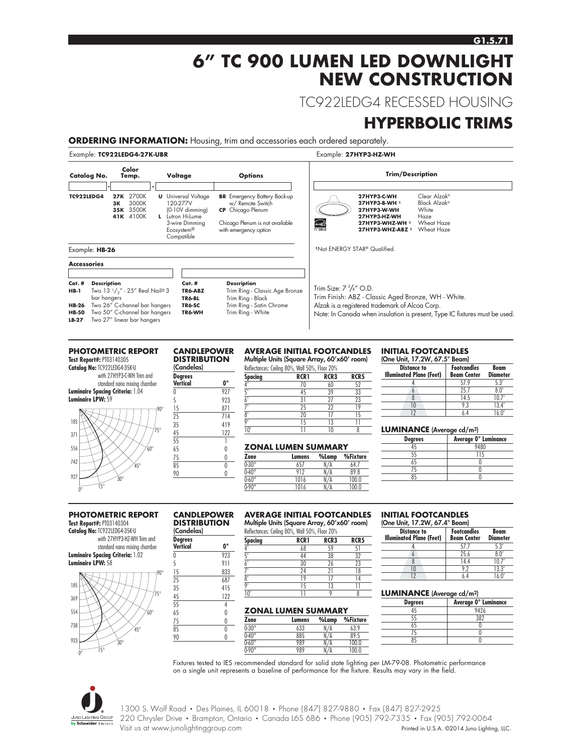# 6" TC 900 LUMEN LED DOWNLIGHT NEW CONSTRUCTION

TC922LEDG4 RECESSED HOUSING

## HYPERBOLIC TRIMS

**ORDERING INFORMATION:** Housing, trim and accessories each ordered separately.

Example: **TC922LEDG4-27K-UBR**

| Catalog No. | Color Temp. | Voltage | Options |
|---|---|---|---|
| **TC922LEDG4** | **27K** 2700K<br>**3K** 3000K<br>**35K** 3500K<br>**41K** 4100K | **U** Universal Voltage 120-277V (0-10V dimming)<br>**L** Lutron Hi-Lume 3-wire Dimming Ecosystem® Compatible | **BR** Emergency Battery Back-up w/ Remote Switch<br>**CP** Chicago Plenum<br><br>Chicago Plenum is not available with emergency option |

Example: **HB-26**

**Accessories**

| Cat. # | Description | Cat. # | Description |
|---|---|---|---|
| **HB-1** | Two 13 1/2" - 25" Real Nail® 3 bar hangers | **TR6-ABZ** | Trim Ring - Classic Age Bronze |
| **HB-26** | Two 26" C-channel bar hangers | **TR6-BL** | Trim Ring - Black |
| **HB-50** | Two 50" C-channel bar hangers | **TR6-SC** | Trim Ring - Satin Chrome |
| **LB-27** | Two 27" linear bar hangers | **TR6-WH** | Trim Ring - White |

Example: **27HYP3-HZ-WH**

| Trim/Description | |
|---|---|
| **27HYP3-C-WH** | Clear Alzak® |
| **27HYP3-B-WH** [1] | Black Alzak® |
| **27HYP3-W-WH** | White |
| **27HYP3-HZ-WH** | Haze |
| **27HYP3-WHZ-WH** [1] | Wheat Haze |
| **27HYP3-WHZ-ABZ** [1] | Wheat Haze |

[1]Not ENERGY STAR® Qualified.

Trim Size: 7 5/8" O.D.
Trim Finish: ABZ - Classic Aged Bronze, WH - White.
Alzak is a registered trademark of Alcoa Corp.
Note: In Canada when insulation is present, Type IC fixtures must be used.

## PHOTOMETRIC REPORT

**Test Report#:** PT03140305
**Catalog No:** TC922LEDG4-35K-U with 27HYP3-C-WH Trim and standard nano mixing chamber
**Luminaire Spacing Criteria:** 1.04
**Luminaire LPW:** 59

185
371
556
742
927
0°
15°
30°
45°
60°
75°
90°

### CANDLEPOWER DISTRIBUTION (Candelas)

| Degrees Vertical | 0° |
|---|---|
| 0 | 927 |
| 5 | 923 |
| 15 | 871 |
| 25 | 714 |
| 35 | 419 |
| 45 | 122 |
| 55 | 1 |
| 65 | 0 |
| 75 | 0 |
| 85 | 0 |
| 90 | 0 |

### AVERAGE INITIAL FOOTCANDLES

Multiple Units (Square Array, 60'x60' room)
Reflectances: Ceiling 80%, Wall 50%, Floor 20%

| Spacing | RCR1 | RCR3 | RCR5 |
|---|---|---|---|
| 4' | 70 | 60 | 52 |
| 5' | 45 | 39 | 33 |
| 6' | 31 | 27 | 23 |
| 7' | 25 | 22 | 19 |
| 8' | 20 | 17 | 15 |
| 9' | 15 | 13 | 11 |
| 10' | 11 | 10 | 8 |

### ZONAL LUMEN SUMMARY

| Zone | Lumens | %Lamp | %Fixture |
|---|---|---|---|
| 0-30° | 657 | N/A | 64.7 |
| 0-40° | 912 | N/A | 89.8 |
| 0-60° | 1016 | N/A | 100.0 |
| 0-90° | 1016 | N/A | 100.0 |

### INITIAL FOOTCANDLES

(One Unit, 17.2W, 67.5° Beam)

| Distance to Illuminated Plane (Feet) | Footcandles Beam Center | Beam Diameter |
|---|---|---|
| 4 | 57.9 | 5.3' |
| 6 | 25.7 | 8.0' |
| 8 | 14.5 | 10.7' |
| 10 | 9.3 | 13.4' |
| 12 | 6.4 | 16.0' |

### LUMINANCE (Average cd/m²)

| Degrees | Average 0° Luminance |
|---|---|
| 45 | 9480 |
| 55 | 115 |
| 65 | 0 |
| 75 | 0 |
| 85 | 0 |

## PHOTOMETRIC REPORT

**Test Report#:** PT03140304
**Catalog No:** TC922LEDG4-35K-U with 27HYP3-HZ-WH Trim and standard nano mixing chamber
**Luminaire Spacing Criteria:** 1.02
**Luminaire LPW:** 58

185
369
554
738
923
0°
15°
30°
45°
60°
75°
90°

### CANDLEPOWER DISTRIBUTION (Candelas)

| Degrees Vertical | 0° |
|---|---|
| 0 | 923 |
| 5 | 911 |
| 15 | 833 |
| 25 | 687 |
| 35 | 415 |
| 45 | 122 |
| 55 | 4 |
| 65 | 0 |
| 75 | 0 |
| 85 | 0 |
| 90 | 0 |

### AVERAGE INITIAL FOOTCANDLES

Multiple Units (Square Array, 60'x60' room)
Reflectances: Ceiling 80%, Wall 50%, Floor 20%

| Spacing | RCR1 | RCR3 | RCR5 |
|---|---|---|---|
| 4' | 68 | 59 | 51 |
| 5' | 44 | 38 | 32 |
| 6' | 30 | 26 | 23 |
| 7' | 24 | 21 | 18 |
| 8' | 19 | 17 | 14 |
| 9' | 15 | 13 | 11 |
| 10' | 11 | 9 | 8 |

### ZONAL LUMEN SUMMARY

| Zone | Lumens | %Lamp | %Fixture |
|---|---|---|---|
| 0-30° | 633 | N/A | 63.9 |
| 0-40° | 885 | N/A | 89.5 |
| 0-60° | 989 | N/A | 100.0 |
| 0-90° | 989 | N/A | 100.0 |

### INITIAL FOOTCANDLES

(One Unit, 17.2W, 67.4° Beam)

| Distance to Illuminated Plane (Feet) | Footcandles Beam Center | Beam Diameter |
|---|---|---|
| 4 | 57.7 | 5.3' |
| 6 | 25.6 | 8.0' |
| 8 | 14.4 | 10.7' |
| 10 | 9.2 | 13.3' |
| 12 | 6.4 | 16.0' |

### LUMINANCE (Average cd/m²)

| Degrees | Average 0° Luminance |
|---|---|
| 45 | 9426 |
| 55 | 382 |
| 65 | 0 |
| 75 | 0 |
| 85 | 0 |

Fixtures tested to IES recommended standard for solid state lighting per LM-79-08. Photometric performance on a single unit represents a baseline of performance for the fixture. Results may vary in the field.

1300 S. Wolf Road • Des Plaines, IL 60018 • Phone (847) 827-9880 • Fax (847) 827-2925
220 Chrysler Drive • Brampton, Ontario • Canada L6S 6B6 • Phone (905) 792-7335 • Fax (905) 792-0064
Visit us at www.junolightinggroup.com

Printed in U.S.A. ©2014 Juno Lighting, LLC.